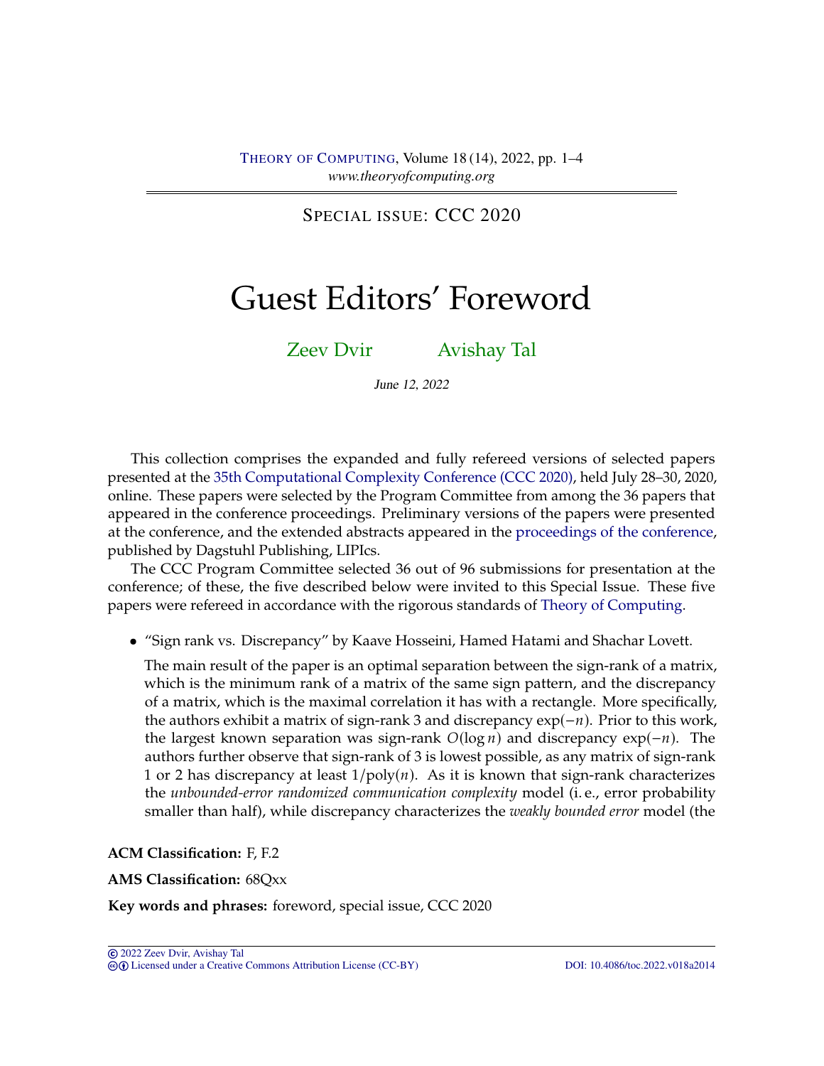SPECIAL ISSUE: CCC 2020

# Guest Editors' Foreword

Zeev Dvir    Avishay Tal

June 12, 2022

This collection comprises the expanded and fully refereed versions of selected papers presented at the 35th Computational Complexity Conference (CCC 2020), held July 28–30, 2020, online. These papers were selected by the Program Committee from among the 36 papers that appeared in the conference proceedings. Preliminary versions of the papers were presented at the conference, and the extended abstracts appeared in the proceedings of the conference, published by Dagstuhl Publishing, LIPIcs.

The CCC Program Committee selected 36 out of 96 submissions for presentation at the conference; of these, the five described below were invited to this Special Issue. These five papers were refereed in accordance with the rigorous standards of Theory of Computing.

- "Sign rank vs. Discrepancy" by Kaave Hosseini, Hamed Hatami and Shachar Lovett.

  The main result of the paper is an optimal separation between the sign-rank of a matrix, which is the minimum rank of a matrix of the same sign pattern, and the discrepancy of a matrix, which is the maximal correlation it has with a rectangle. More specifically, the authors exhibit a matrix of sign-rank 3 and discrepancy $\exp(-n)$. Prior to this work, the largest known separation was sign-rank $O(\log n)$ and discrepancy $\exp(-n)$. The authors further observe that sign-rank of 3 is lowest possible, as any matrix of sign-rank 1 or 2 has discrepancy at least $1/\text{poly}(n)$. As it is known that sign-rank characterizes the *unbounded-error randomized communication complexity* model (i. e., error probability smaller than half), while discrepancy characterizes the *weakly bounded error* model (the

**ACM Classification:** F, F.2

**AMS Classification:** 68Qxx

**Key words and phrases:** foreword, special issue, CCC 2020

© 2022 Zeev Dvir, Avishay Tal
Licensed under a Creative Commons Attribution License (CC-BY)    DOI: 10.4086/toc.2022.v018a2014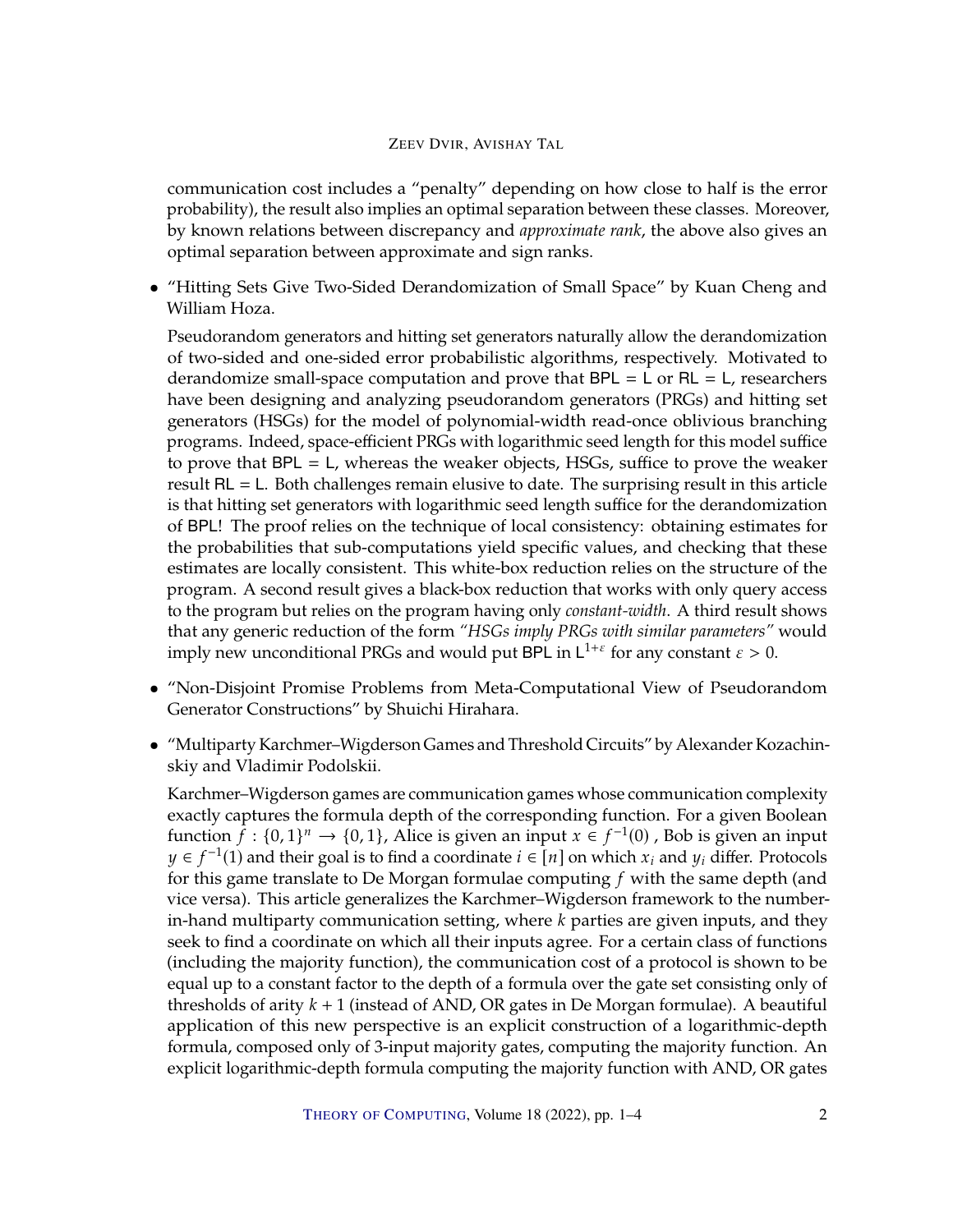communication cost includes a "penalty" depending on how close to half is the error probability), the result also implies an optimal separation between these classes. Moreover, by known relations between discrepancy and *approximate rank*, the above also gives an optimal separation between approximate and sign ranks.

- "Hitting Sets Give Two-Sided Derandomization of Small Space" by Kuan Cheng and William Hoza.

  Pseudorandom generators and hitting set generators naturally allow the derandomization of two-sided and one-sided error probabilistic algorithms, respectively. Motivated to derandomize small-space computation and prove that BPL = L or RL = L, researchers have been designing and analyzing pseudorandom generators (PRGs) and hitting set generators (HSGs) for the model of polynomial-width read-once oblivious branching programs. Indeed, space-efficient PRGs with logarithmic seed length for this model suffice to prove that BPL = L, whereas the weaker objects, HSGs, suffice to prove the weaker result RL = L. Both challenges remain elusive to date. The surprising result in this article is that hitting set generators with logarithmic seed length suffice for the derandomization of BPL! The proof relies on the technique of local consistency: obtaining estimates for the probabilities that sub-computations yield specific values, and checking that these estimates are locally consistent. This white-box reduction relies on the structure of the program. A second result gives a black-box reduction that works with only query access to the program but relies on the program having only *constant-width*. A third result shows that any generic reduction of the form *"HSGs imply PRGs with similar parameters"* would imply new unconditional PRGs and would put BPL in $\mathsf{L}^{1+\varepsilon}$ for any constant $\varepsilon > 0$.

- "Non-Disjoint Promise Problems from Meta-Computational View of Pseudorandom Generator Constructions" by Shuichi Hirahara.

- "Multiparty Karchmer–Wigderson Games and Threshold Circuits" by Alexander Kozachinskiy and Vladimir Podolskii.

  Karchmer–Wigderson games are communication games whose communication complexity exactly captures the formula depth of the corresponding function. For a given Boolean function $f : \{0,1\}^n \to \{0,1\}$, Alice is given an input $x \in f^{-1}(0)$ , Bob is given an input $y \in f^{-1}(1)$ and their goal is to find a coordinate $i \in [n]$ on which $x_i$ and $y_i$ differ. Protocols for this game translate to De Morgan formulae computing $f$ with the same depth (and vice versa). This article generalizes the Karchmer–Wigderson framework to the number-in-hand multiparty communication setting, where $k$ parties are given inputs, and they seek to find a coordinate on which all their inputs agree. For a certain class of functions (including the majority function), the communication cost of a protocol is shown to be equal up to a constant factor to the depth of a formula over the gate set consisting only of thresholds of arity $k+1$ (instead of AND, OR gates in De Morgan formulae). A beautiful application of this new perspective is an explicit construction of a logarithmic-depth formula, composed only of 3-input majority gates, computing the majority function. An explicit logarithmic-depth formula computing the majority function with AND, OR gates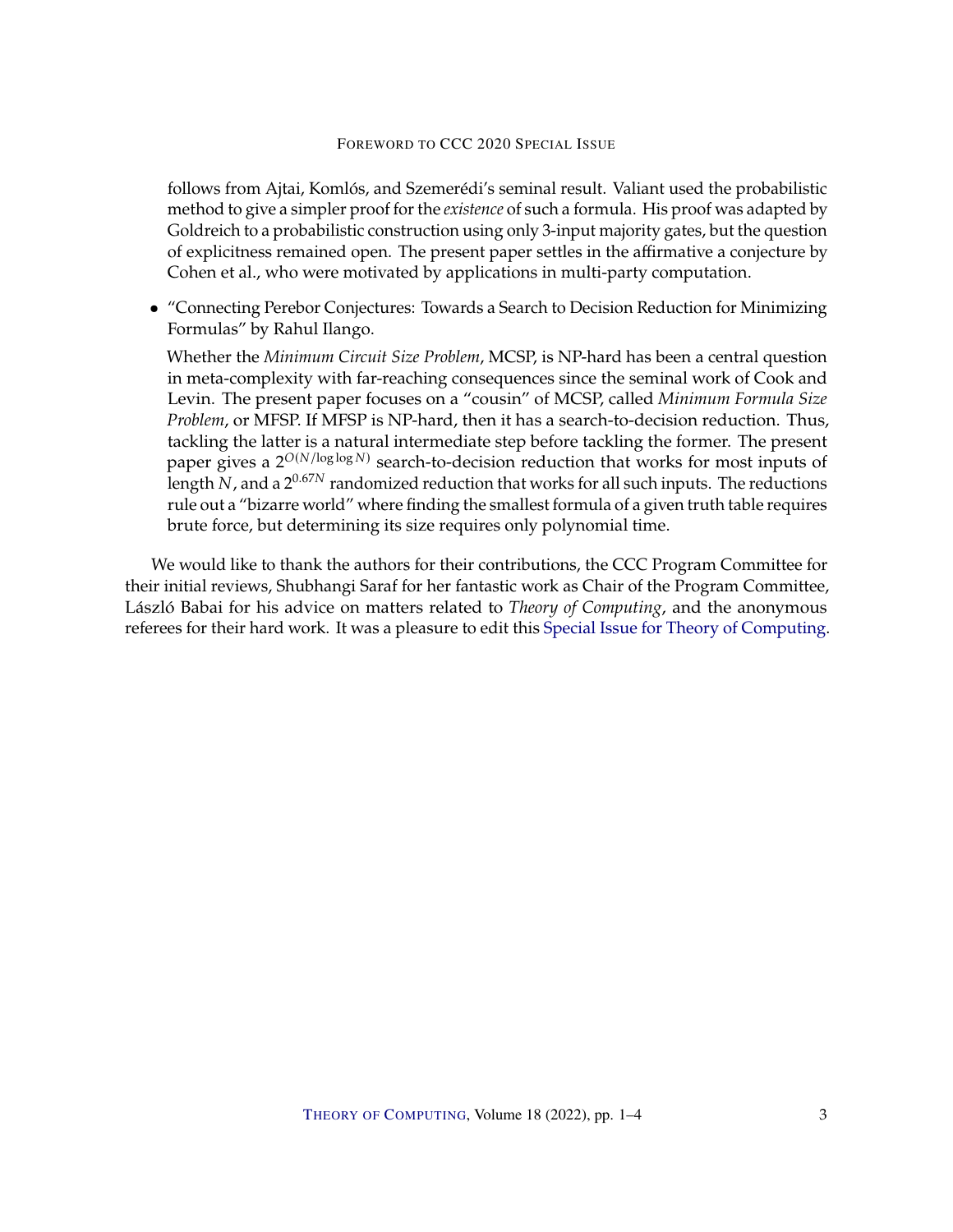follows from Ajtai, Komlós, and Szemerédi's seminal result. Valiant used the probabilistic method to give a simpler proof for the *existence* of such a formula. His proof was adapted by Goldreich to a probabilistic construction using only 3-input majority gates, but the question of explicitness remained open. The present paper settles in the affirmative a conjecture by Cohen et al., who were motivated by applications in multi-party computation.

- "Connecting Perebor Conjectures: Towards a Search to Decision Reduction for Minimizing Formulas" by Rahul Ilango.

  Whether the *Minimum Circuit Size Problem*, MCSP, is NP-hard has been a central question in meta-complexity with far-reaching consequences since the seminal work of Cook and Levin. The present paper focuses on a "cousin" of MCSP, called *Minimum Formula Size Problem*, or MFSP. If MFSP is NP-hard, then it has a search-to-decision reduction. Thus, tackling the latter is a natural intermediate step before tackling the former. The present paper gives a $2^{O(N/\log\log N)}$ search-to-decision reduction that works for most inputs of length $N$, and a $2^{0.67N}$ randomized reduction that works for all such inputs. The reductions rule out a "bizarre world" where finding the smallest formula of a given truth table requires brute force, but determining its size requires only polynomial time.

We would like to thank the authors for their contributions, the CCC Program Committee for their initial reviews, Shubhangi Saraf for her fantastic work as Chair of the Program Committee, László Babai for his advice on matters related to *Theory of Computing*, and the anonymous referees for their hard work. It was a pleasure to edit this Special Issue for Theory of Computing.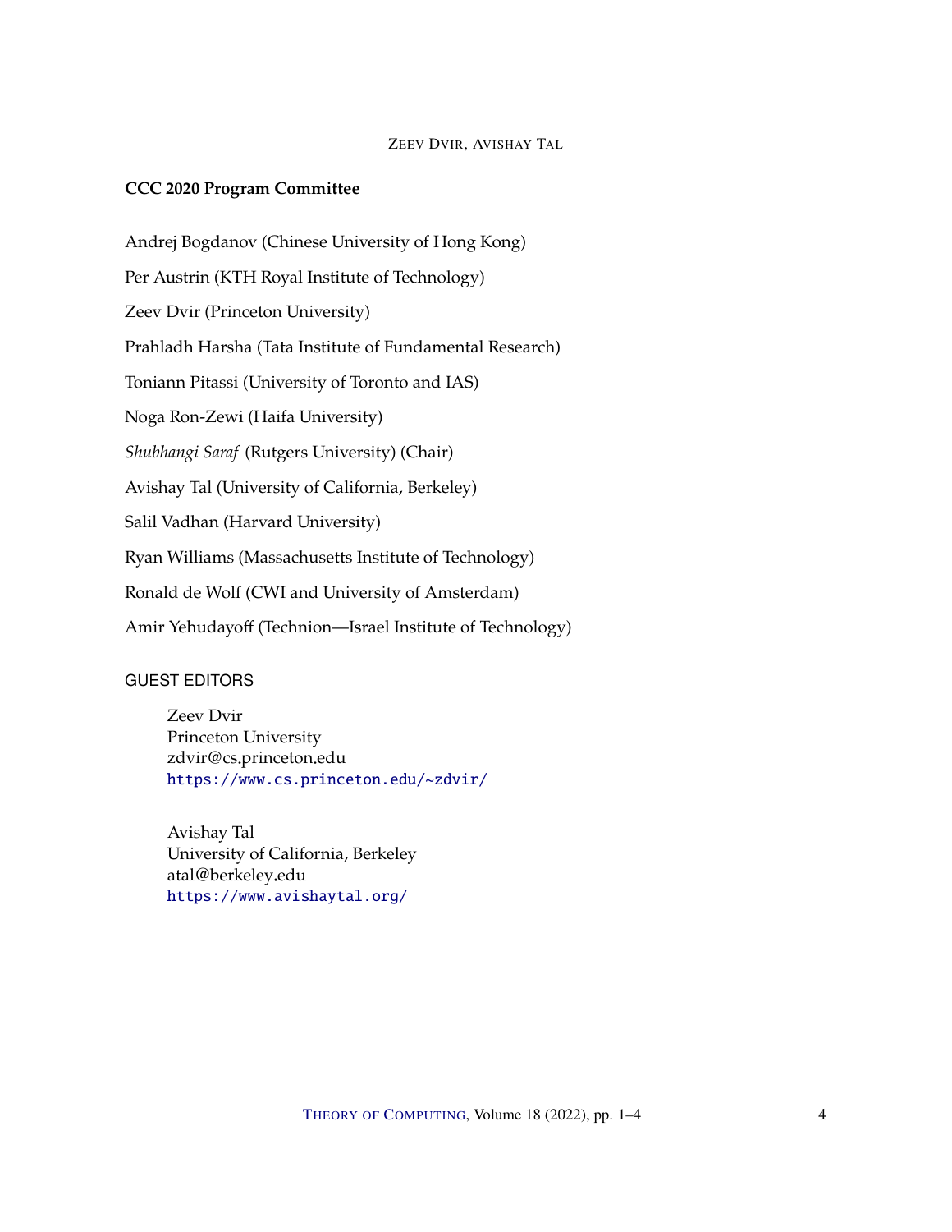**CCC 2020 Program Committee**

Andrej Bogdanov (Chinese University of Hong Kong)

Per Austrin (KTH Royal Institute of Technology)

Zeev Dvir (Princeton University)

Prahladh Harsha (Tata Institute of Fundamental Research)

Toniann Pitassi (University of Toronto and IAS)

Noga Ron-Zewi (Haifa University)

*Shubhangi Saraf* (Rutgers University) (Chair)

Avishay Tal (University of California, Berkeley)

Salil Vadhan (Harvard University)

Ryan Williams (Massachusetts Institute of Technology)

Ronald de Wolf (CWI and University of Amsterdam)

Amir Yehudayoff (Technion—Israel Institute of Technology)

GUEST EDITORS

Zeev Dvir
Princeton University
zdvir@cs.princeton.edu
https://www.cs.princeton.edu/~zdvir/

Avishay Tal
University of California, Berkeley
atal@berkeley.edu
https://www.avishaytal.org/